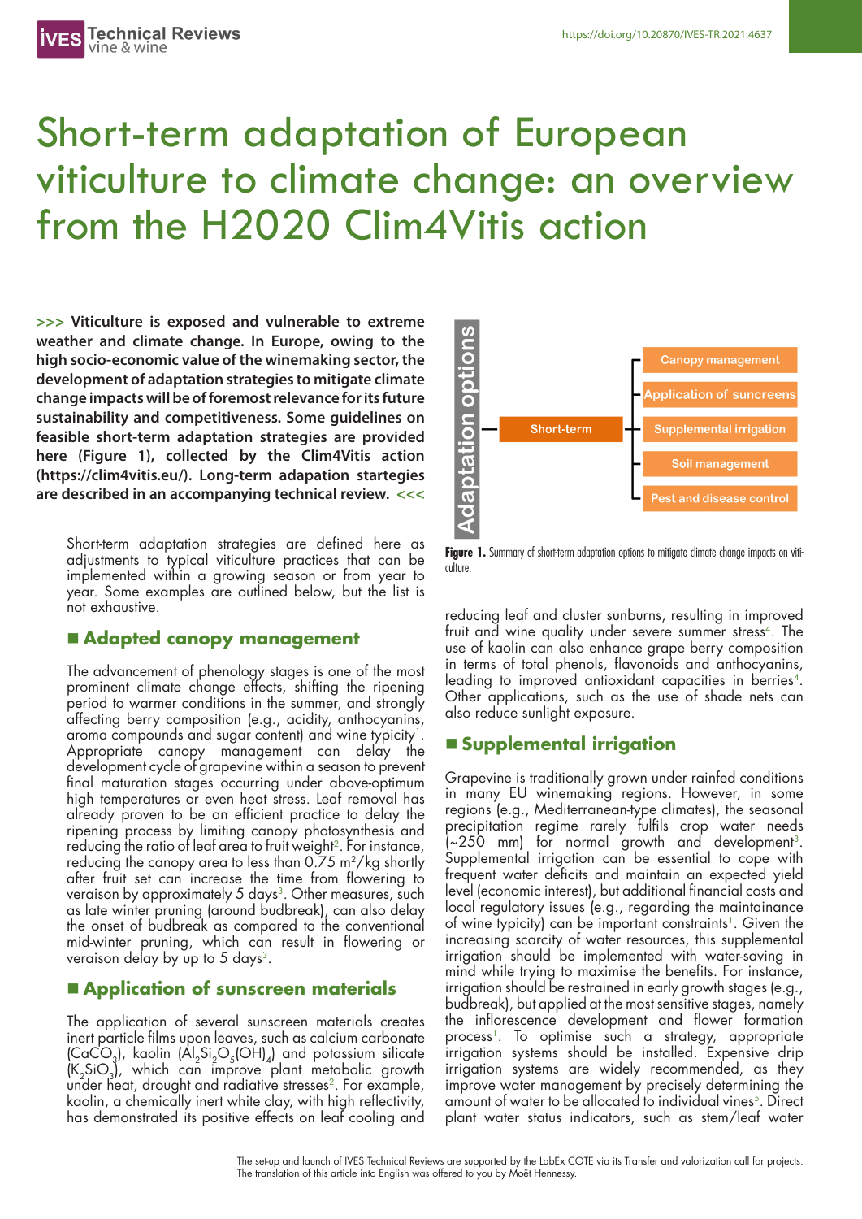# Short-term adaptation of European viticulture to climate change: an overview from the H2020 Clim4Vitis action

**>>> Viticulture is exposed and vulnerable to extreme weather and climate change. In Europe, owing to the high socio-economic value of the winemaking sector, the development of adaptation strategies to mitigate climate change impacts will be of foremost relevance for its future sustainability and competitiveness. Some guidelines on feasible short-term adaptation strategies are provided here (Figure 1), collected by the Clim4Vitis action (https://clim4vitis.eu/). Long-term adapation startegies are described in an accompanying technical review. <<<**

Short-term adaptation strategies are defined here as adjustments to typical viticulture practices that can be implemented within a growing season or from year to year. Some examples are outlined below, but the list is not exhaustive.

Adaptation options

- Short-term
  - Canopy management
  - Application of suncreens
  - Supplemental irrigation
  - Soil management
  - Pest and disease control

**Figure 1.** Summary of short-term adaptation options to mitigate climate change impacts on viticulture.

## Adapted canopy management

The advancement of phenology stages is one of the most prominent climate change effects, shifting the ripening period to warmer conditions in the summer, and strongly affecting berry composition (e.g., acidity, anthocyanins, aroma compounds and sugar content) and wine typicity[1]. Appropriate canopy management can delay the development cycle of grapevine within a season to prevent final maturation stages occurring under above-optimum high temperatures or even heat stress. Leaf removal has already proven to be an efficient practice to delay the ripening process by limiting canopy photosynthesis and reducing the ratio of leaf area to fruit weight[2]. For instance, reducing the canopy area to less than 0.75 $m^2$/kg shortly after fruit set can increase the time from flowering to veraison by approximately 5 days[3]. Other measures, such as late winter pruning (around budbreak), can also delay the onset of budbreak as compared to the conventional mid-winter pruning, which can result in flowering or veraison delay by up to 5 days[3].

## Application of sunscreen materials

The application of several sunscreen materials creates inert particle films upon leaves, such as calcium carbonate ($CaCO_3$), kaolin ($Al_2Si_2O_5(OH)_4$) and potassium silicate ($K_2SiO_3$), which can improve plant metabolic growth under heat, drought and radiative stresses[2]. For example, kaolin, a chemically inert white clay, with high reflectivity, has demonstrated its positive effects on leaf cooling and reducing leaf and cluster sunburns, resulting in improved fruit and wine quality under severe summer stress[4]. The use of kaolin can also enhance grape berry composition in terms of total phenols, flavonoids and anthocyanins, leading to improved antioxidant capacities in berries[4]. Other applications, such as the use of shade nets can also reduce sunlight exposure.

## Supplemental irrigation

Grapevine is traditionally grown under rainfed conditions in many EU winemaking regions. However, in some regions (e.g., Mediterranean-type climates), the seasonal precipitation regime rarely fulfils crop water needs (~250 mm) for normal growth and development[3]. Supplemental irrigation can be essential to cope with frequent water deficits and maintain an expected yield level (economic interest), but additional financial costs and local regulatory issues (e.g., regarding the maintainance of wine typicity) can be important constraints[1]. Given the increasing scarcity of water resources, this supplemental irrigation should be implemented with water-saving in mind while trying to maximise the benefits. For instance, irrigation should be restrained in early growth stages (e.g., budbreak), but applied at the most sensitive stages, namely the inflorescence development and flower formation process[1]. To optimise such a strategy, appropriate irrigation systems should be installed. Expensive drip irrigation systems are widely recommended, as they improve water management by precisely determining the amount of water to be allocated to individual vines[5]. Direct plant water status indicators, such as stem/leaf water

The set-up and launch of IVES Technical Reviews are supported by the LabEx COTE via its Transfer and valorization call for projects.
The translation of this article into English was offered to you by Moët Hennessy.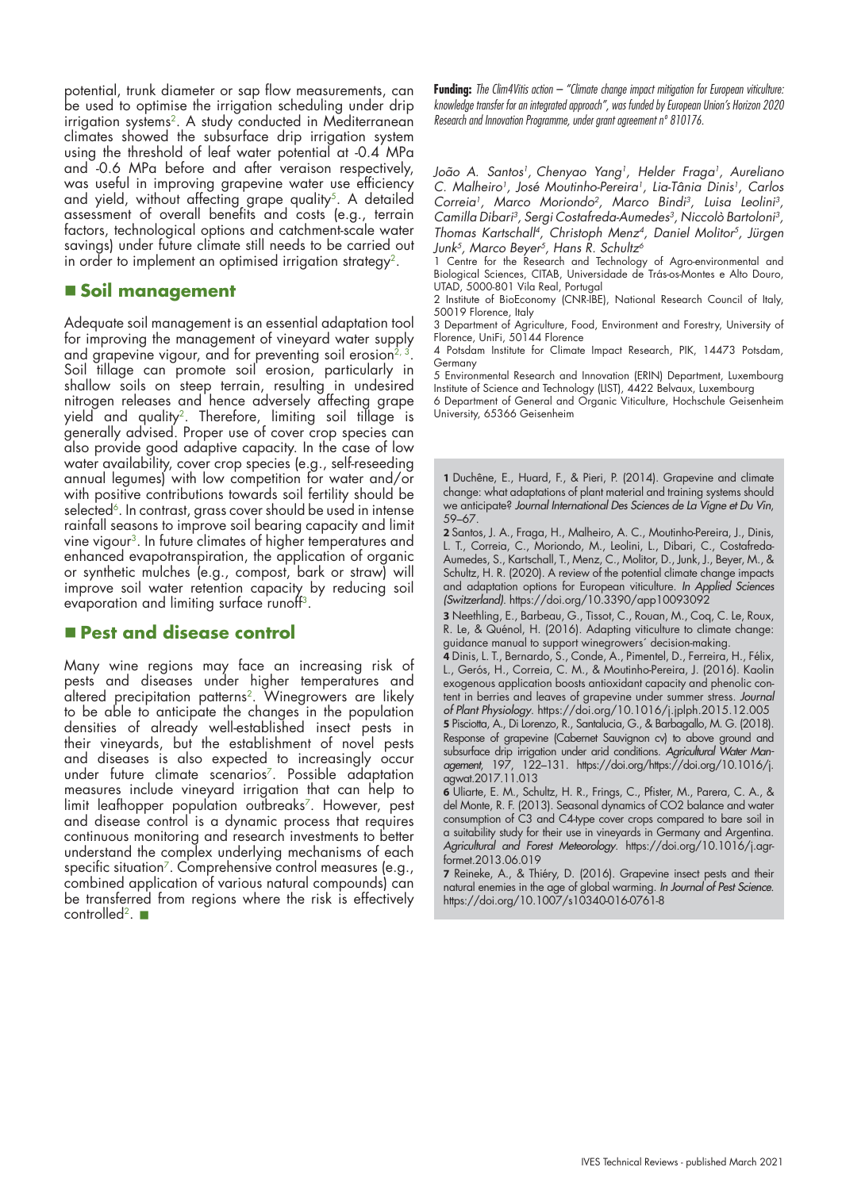potential, trunk diameter or sap flow measurements, can be used to optimise the irrigation scheduling under drip irrigation systems[2]. A study conducted in Mediterranean climates showed the subsurface drip irrigation system using the threshold of leaf water potential at -0.4 MPa and -0.6 MPa before and after veraison respectively, was useful in improving grapevine water use efficiency and yield, without affecting grape quality[5]. A detailed assessment of overall benefits and costs (e.g., terrain factors, technological options and catchment-scale water savings) under future climate still needs to be carried out in order to implement an optimised irrigation strategy[2].

## Soil management

Adequate soil management is an essential adaptation tool for improving the management of vineyard water supply and grapevine vigour, and for preventing soil erosion[2, 3]. Soil tillage can promote soil erosion, particularly in shallow soils on steep terrain, resulting in undesired nitrogen releases and hence adversely affecting grape yield and quality[2]. Therefore, limiting soil tillage is generally advised. Proper use of cover crop species can also provide good adaptive capacity. In the case of low water availability, cover crop species (e.g., self-reseeding annual legumes) with low competition for water and/or with positive contributions towards soil fertility should be selected[6]. In contrast, grass cover should be used in intense rainfall seasons to improve soil bearing capacity and limit vine vigour[3]. In future climates of higher temperatures and enhanced evapotranspiration, the application of organic or synthetic mulches (e.g., compost, bark or straw) will improve soil water retention capacity by reducing soil evaporation and limiting surface runoff[3].

## Pest and disease control

Many wine regions may face an increasing risk of pests and diseases under higher temperatures and altered precipitation patterns[2]. Winegrowers are likely to be able to anticipate the changes in the population densities of already well-established insect pests in their vineyards, but the establishment of novel pests and diseases is also expected to increasingly occur under future climate scenarios[7]. Possible adaptation measures include vineyard irrigation that can help to limit leafhopper population outbreaks[7]. However, pest and disease control is a dynamic process that requires continuous monitoring and research investments to better understand the complex underlying mechanisms of each specific situation[7]. Comprehensive control measures (e.g., combined application of various natural compounds) can be transferred from regions where the risk is effectively controlled[2]. ■

**Funding:** *The Clim4Vitis action – "Climate change impact mitigation for European viticulture: knowledge transfer for an integrated approach", was funded by European Union's Horizon 2020 Research and Innovation Programme, under grant agreement n° 810176.*

*João A. Santos[1], Chenyao Yang[1], Helder Fraga[1], Aureliano C. Malheiro[1], José Moutinho-Pereira[1], Lia-Tânia Dinis[1], Carlos Correia[1], Marco Moriondo[2], Marco Bindi[3], Luisa Leolini[3], Camilla Dibari[3], Sergi Costafreda-Aumedes[3], Niccolò Bartoloni[3], Thomas Kartschall[4], Christoph Menz[4], Daniel Molitor[5], Jürgen Junk[5], Marco Beyer[5], Hans R. Schultz[6]*

1 Centre for the Research and Technology of Agro-environmental and Biological Sciences, CITAB, Universidade de Trás-os-Montes e Alto Douro, UTAD, 5000-801 Vila Real, Portugal
2 Institute of BioEconomy (CNR-IBE), National Research Council of Italy, 50019 Florence, Italy
3 Department of Agriculture, Food, Environment and Forestry, University of Florence, UniFi, 50144 Florence
4 Potsdam Institute for Climate Impact Research, PIK, 14473 Potsdam, Germany
5 Environmental Research and Innovation (ERIN) Department, Luxembourg Institute of Science and Technology (LIST), 4422 Belvaux, Luxembourg
6 Department of General and Organic Viticulture, Hochschule Geisenheim University, 65366 Geisenheim

**1** Duchêne, E., Huard, F., & Pieri, P. (2014). Grapevine and climate change: what adaptations of plant material and training systems should we anticipate? *Journal International Des Sciences de La Vigne et Du Vin*, 59–67.

**2** Santos, J. A., Fraga, H., Malheiro, A. C., Moutinho-Pereira, J., Dinis, L. T., Correia, C., Moriondo, M., Leolini, L., Dibari, C., Costafreda-Aumedes, S., Kartschall, T., Menz, C., Molitor, D., Junk, J., Beyer, M., & Schultz, H. R. (2020). A review of the potential climate change impacts and adaptation options for European viticulture. *In Applied Sciences (Switzerland)*. https://doi.org/10.3390/app10093092

**3** Neethling, E., Barbeau, G., Tissot, C., Rouan, M., Coq, C. Le, Roux, R. Le, & Quénol, H. (2016). Adapting viticulture to climate change: guidance manual to support winegrowers´ decision-making.

**4** Dinis, L. T., Bernardo, S., Conde, A., Pimentel, D., Ferreira, H., Félix, L., Gerós, H., Correia, C. M., & Moutinho-Pereira, J. (2016). Kaolin exogenous application boosts antioxidant capacity and phenolic content in berries and leaves of grapevine under summer stress. *Journal of Plant Physiology*. https://doi.org/10.1016/j.jplph.2015.12.005

**5** Pisciotta, A., Di Lorenzo, R., Santalucia, G., & Barbagallo, M. G. (2018). Response of grapevine (Cabernet Sauvignon cv) to above ground and subsurface drip irrigation under arid conditions. *Agricultural Water Management*, 197, 122–131. https://doi.org/https://doi.org/10.1016/j.agwat.2017.11.013

**6** Uliarte, E. M., Schultz, H. R., Frings, C., Pfister, M., Parera, C. A., & del Monte, R. F. (2013). Seasonal dynamics of CO2 balance and water consumption of C3 and C4-type cover crops compared to bare soil in a suitability study for their use in vineyards in Germany and Argentina. *Agricultural and Forest Meteorology*. https://doi.org/10.1016/j.agrformet.2013.06.019

**7** Reineke, A., & Thiéry, D. (2016). Grapevine insect pests and their natural enemies in the age of global warming. *In Journal of Pest Science*. https://doi.org/10.1007/s10340-016-0761-8